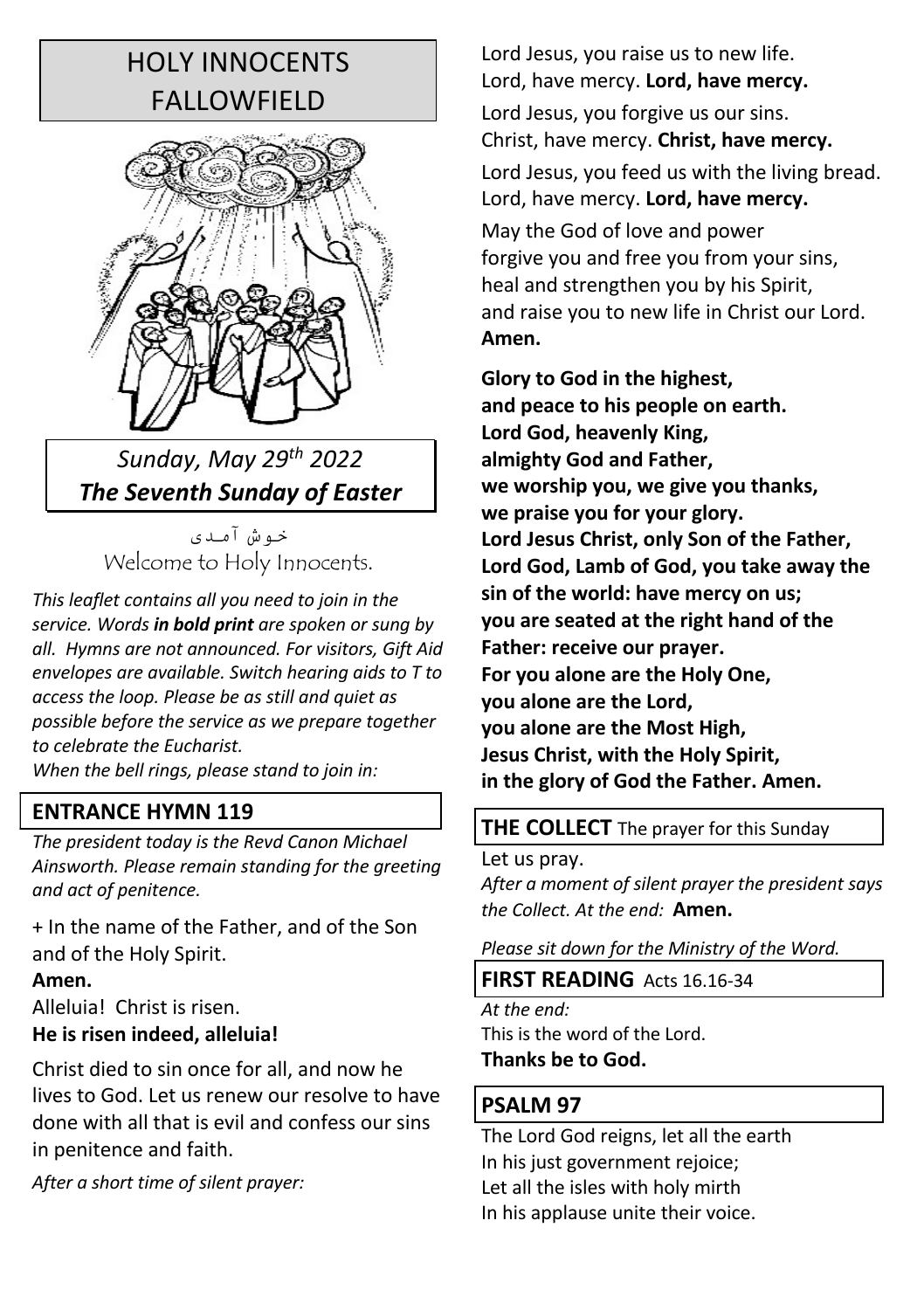# HOLY INNOCENTS FALLOWFIELD

*Sunday, May 29th 2022*
***The Seventh Sunday of Easter***

خوش آمدی
Welcome to Holy Innocents.

*This leaflet contains all you need to join in the service. Words **in bold print** are spoken or sung by all. Hymns are not announced. For visitors, Gift Aid envelopes are available. Switch hearing aids to T to access the loop. Please be as still and quiet as possible before the service as we prepare together to celebrate the Eucharist.*
*When the bell rings, please stand to join in:*

## ENTRANCE HYMN 119

*The president today is the Revd Canon Michael Ainsworth. Please remain standing for the greeting and act of penitence.*

+ In the name of the Father, and of the Son and of the Holy Spirit.
**Amen.**
Alleluia! Christ is risen.
**He is risen indeed, alleluia!**

Christ died to sin once for all, and now he lives to God. Let us renew our resolve to have done with all that is evil and confess our sins in penitence and faith.

*After a short time of silent prayer:*

Lord Jesus, you raise us to new life.
Lord, have mercy. **Lord, have mercy.**

Lord Jesus, you forgive us our sins.
Christ, have mercy. **Christ, have mercy.**

Lord Jesus, you feed us with the living bread.
Lord, have mercy. **Lord, have mercy.**

May the God of love and power
forgive you and free you from your sins,
heal and strengthen you by his Spirit,
and raise you to new life in Christ our Lord.
**Amen.**

**Glory to God in the highest,**
**and peace to his people on earth.**
**Lord God, heavenly King,**
**almighty God and Father,**
**we worship you, we give you thanks,**
**we praise you for your glory.**
**Lord Jesus Christ, only Son of the Father,**
**Lord God, Lamb of God, you take away the sin of the world: have mercy on us;**
**you are seated at the right hand of the Father: receive our prayer.**
**For you alone are the Holy One,**
**you alone are the Lord,**
**you alone are the Most High,**
**Jesus Christ, with the Holy Spirit,**
**in the glory of God the Father. Amen.**

## THE COLLECT The prayer for this Sunday

Let us pray.
*After a moment of silent prayer the president says the Collect. At the end:* **Amen.**

*Please sit down for the Ministry of the Word.*

## FIRST READING Acts 16.16-34

*At the end:*
This is the word of the Lord.
**Thanks be to God.**

## PSALM 97

The Lord God reigns, let all the earth
In his just government rejoice;
Let all the isles with holy mirth
In his applause unite their voice.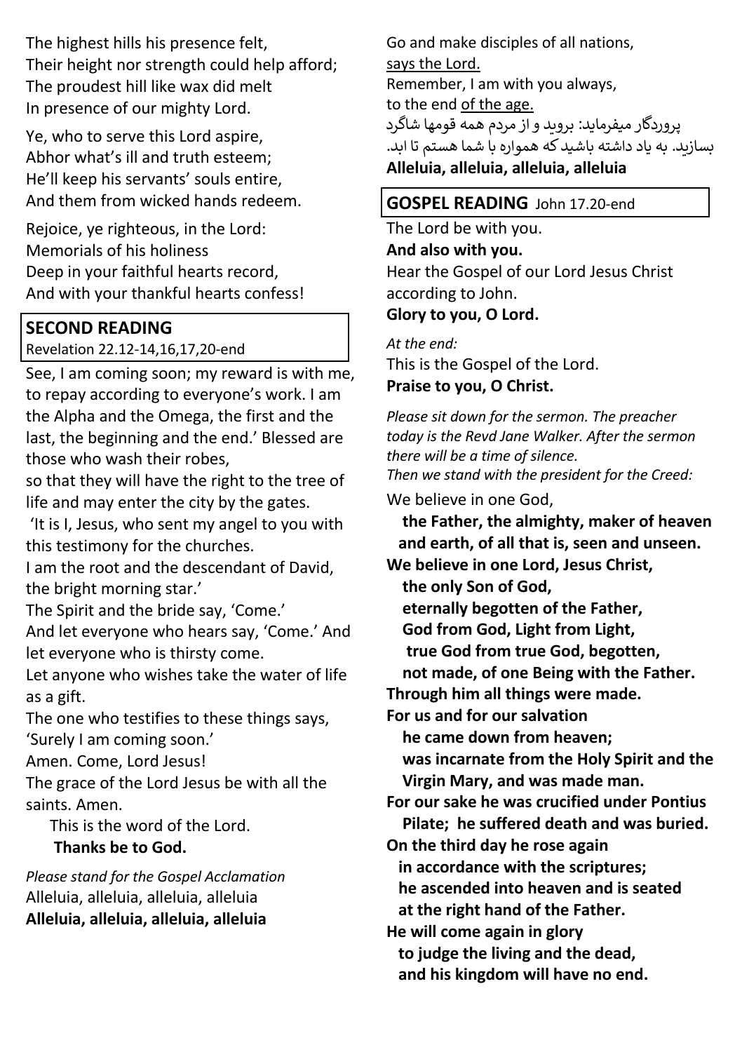The highest hills his presence felt,
Their height nor strength could help afford;
The proudest hill like wax did melt
In presence of our mighty Lord.

Ye, who to serve this Lord aspire,
Abhor what's ill and truth esteem;
He'll keep his servants' souls entire,
And them from wicked hands redeem.

Rejoice, ye righteous, in the Lord:
Memorials of his holiness
Deep in your faithful hearts record,
And with your thankful hearts confess!

## SECOND READING

Revelation 22.12-14,16,17,20-end

See, I am coming soon; my reward is with me, to repay according to everyone's work. I am the Alpha and the Omega, the first and the last, the beginning and the end.' Blessed are those who wash their robes,
so that they will have the right to the tree of life and may enter the city by the gates.
'It is I, Jesus, who sent my angel to you with this testimony for the churches.
I am the root and the descendant of David, the bright morning star.'
The Spirit and the bride say, 'Come.'
And let everyone who hears say, 'Come.' And let everyone who is thirsty come.
Let anyone who wishes take the water of life as a gift.
The one who testifies to these things says, 'Surely I am coming soon.'
Amen. Come, Lord Jesus!
The grace of the Lord Jesus be with all the saints. Amen.

This is the word of the Lord.
**Thanks be to God.**

*Please stand for the Gospel Acclamation*
Alleluia, alleluia, alleluia, alleluia
**Alleluia, alleluia, alleluia, alleluia**

Go and make disciples of all nations,
says the Lord.
Remember, I am with you always,
to the end of the age.
پروردگار میفرماید: بروید و از مردم همه قومها شاگرد بسازید. به یاد داشته باشید که همواره با شما هستم تا ابد.
**Alleluia, alleluia, alleluia, alleluia**

## GOSPEL READING John 17.20-end

The Lord be with you.
**And also with you.**
Hear the Gospel of our Lord Jesus Christ according to John.
**Glory to you, O Lord.**

*At the end:*
This is the Gospel of the Lord.
**Praise to you, O Christ.**

*Please sit down for the sermon. The preacher today is the Revd Jane Walker. After the sermon there will be a time of silence.*
*Then we stand with the president for the Creed:*

We believe in one God,
**the Father, the almighty, maker of heaven and earth, of all that is, seen and unseen.**
**We believe in one Lord, Jesus Christ,**
**the only Son of God,**
**eternally begotten of the Father,**
**God from God, Light from Light,**
**true God from true God, begotten,**
**not made, of one Being with the Father.**
**Through him all things were made.**
**For us and for our salvation**
**he came down from heaven;**
**was incarnate from the Holy Spirit and the Virgin Mary, and was made man.**
**For our sake he was crucified under Pontius Pilate; he suffered death and was buried.**
**On the third day he rose again**
**in accordance with the scriptures;**
**he ascended into heaven and is seated**
**at the right hand of the Father.**
**He will come again in glory**
**to judge the living and the dead,**
**and his kingdom will have no end.**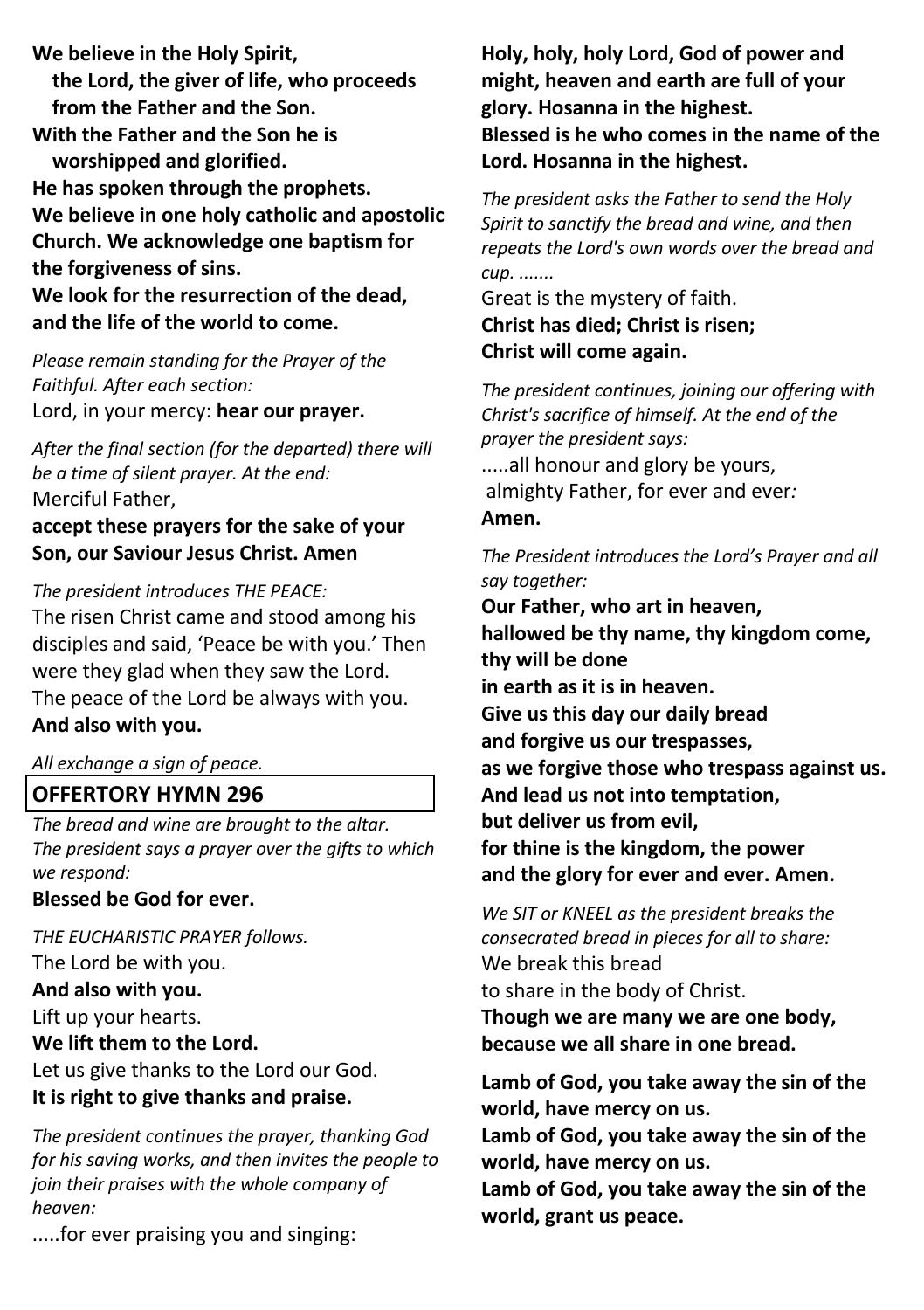**We believe in the Holy Spirit,**
**the Lord, the giver of life, who proceeds from the Father and the Son.**
**With the Father and the Son he is worshipped and glorified.**
**He has spoken through the prophets.**
**We believe in one holy catholic and apostolic Church. We acknowledge one baptism for the forgiveness of sins.**
**We look for the resurrection of the dead, and the life of the world to come.**

*Please remain standing for the Prayer of the Faithful. After each section:*
Lord, in your mercy: **hear our prayer.**

*After the final section (for the departed) there will be a time of silent prayer. At the end:*
Merciful Father,
**accept these prayers for the sake of your Son, our Saviour Jesus Christ. Amen**

*The president introduces THE PEACE:*
The risen Christ came and stood among his disciples and said, 'Peace be with you.' Then were they glad when they saw the Lord.
The peace of the Lord be always with you.
**And also with you.**

*All exchange a sign of peace.*

## OFFERTORY HYMN 296

*The bread and wine are brought to the altar. The president says a prayer over the gifts to which we respond:*
**Blessed be God for ever.**

*THE EUCHARISTIC PRAYER follows.*
The Lord be with you.
**And also with you.**
Lift up your hearts.
**We lift them to the Lord.**
Let us give thanks to the Lord our God.
**It is right to give thanks and praise.**

*The president continues the prayer, thanking God for his saving works, and then invites the people to join their praises with the whole company of heaven:*
.....for ever praising you and singing:

**Holy, holy, holy Lord, God of power and might, heaven and earth are full of your glory. Hosanna in the highest.**
**Blessed is he who comes in the name of the Lord. Hosanna in the highest.**

*The president asks the Father to send the Holy Spirit to sanctify the bread and wine, and then repeats the Lord's own words over the bread and cup. .......*
Great is the mystery of faith.
**Christ has died; Christ is risen;**
**Christ will come again.**

*The president continues, joining our offering with Christ's sacrifice of himself. At the end of the prayer the president says:*
.....all honour and glory be yours,
almighty Father, for ever and ever*:*
**Amen.**

*The President introduces the Lord's Prayer and all say together:*
**Our Father, who art in heaven,**
**hallowed be thy name, thy kingdom come, thy will be done**
**in earth as it is in heaven.**
**Give us this day our daily bread**
**and forgive us our trespasses,**
**as we forgive those who trespass against us.**
**And lead us not into temptation,**
**but deliver us from evil,**
**for thine is the kingdom, the power**
**and the glory for ever and ever. Amen.**

*We SIT or KNEEL as the president breaks the consecrated bread in pieces for all to share:*
We break this bread
to share in the body of Christ.
**Though we are many we are one body,**
**because we all share in one bread.**

**Lamb of God, you take away the sin of the world, have mercy on us.**
**Lamb of God, you take away the sin of the world, have mercy on us.**
**Lamb of God, you take away the sin of the world, grant us peace.**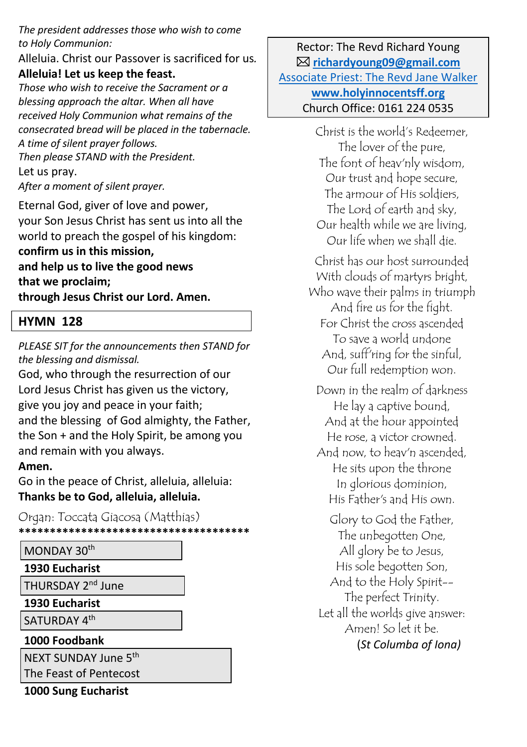*The president addresses those who wish to come to Holy Communion:*

Alleluia. Christ our Passover is sacrificed for us.

**Alleluia! Let us keep the feast.**

*Those who wish to receive the Sacrament or a blessing approach the altar. When all have received Holy Communion what remains of the consecrated bread will be placed in the tabernacle.*

*A time of silent prayer follows.*

*Then please STAND with the President.*

Let us pray.

*After a moment of silent prayer.*

Eternal God, giver of love and power,
your Son Jesus Christ has sent us into all the world to preach the gospel of his kingdom:
**confirm us in this mission,**
**and help us to live the good news**
**that we proclaim;**
**through Jesus Christ our Lord. Amen.**

## HYMN 128

*PLEASE SIT for the announcements then STAND for the blessing and dismissal.*

God, who through the resurrection of our Lord Jesus Christ has given us the victory, give you joy and peace in your faith;
and the blessing of God almighty, the Father, the Son + and the Holy Spirit, be among you and remain with you always.

**Amen.**

Go in the peace of Christ, alleluia, alleluia:
**Thanks be to God, alleluia, alleluia.**

Organ: Toccata Giacosa (Matthias)

*************************************

MONDAY 30th

**1930 Eucharist**

THURSDAY 2nd June

**1930 Eucharist**

SATURDAY 4th

**1000 Foodbank**

NEXT SUNDAY June 5th
The Feast of Pentecost

**1000 Sung Eucharist**

Rector: The Revd Richard Young
✉ **richardyoung09@gmail.com**
Associate Priest: The Revd Jane Walker
**www.holyinnocentsff.org**
Church Office: 0161 224 0535

Christ is the world's Redeemer,
The lover of the pure,
The font of heav'nly wisdom,
Our trust and hope secure,
The armour of His soldiers,
The Lord of earth and sky,
Our health while we are living,
Our life when we shall die.

Christ has our host surrounded
With clouds of martyrs bright,
Who wave their palms in triumph
And fire us for the fight.
For Christ the cross ascended
To save a world undone
And, suff'ring for the sinful,
Our full redemption won.

Down in the realm of darkness
He lay a captive bound,
And at the hour appointed
He rose, a victor crowned.
And now, to heav'n ascended,
He sits upon the throne
In glorious dominion,
His Father's and His own.

Glory to God the Father,
The unbegotten One,
All glory be to Jesus,
His sole begotten Son,
And to the Holy Spirit--
The perfect Trinity.
Let all the worlds give answer:
Amen! So let it be.

(*St Columba of Iona)*